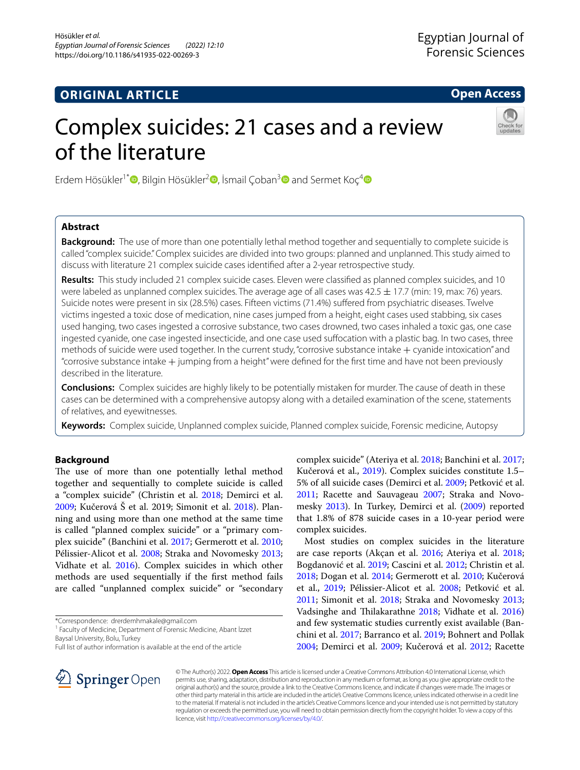ORIGINAL ARTICLE

Open Access

# Complex suicides: 21 cases and a review of the literature

Erdem Hösükler[1*], Bilgin Hösükler[2], İsmail Çoban[3] and Sermet Koç[4]

## Abstract

**Background:** The use of more than one potentially lethal method together and sequentially to complete suicide is called "complex suicide." Complex suicides are divided into two groups: planned and unplanned. This study aimed to discuss with literature 21 complex suicide cases identified after a 2-year retrospective study.

**Results:** This study included 21 complex suicide cases. Eleven were classified as planned complex suicides, and 10 were labeled as unplanned complex suicides. The average age of all cases was 42.5 ± 17.7 (min: 19, max: 76) years. Suicide notes were present in six (28.5%) cases. Fifteen victims (71.4%) suffered from psychiatric diseases. Twelve victims ingested a toxic dose of medication, nine cases jumped from a height, eight cases used stabbing, six cases used hanging, two cases ingested a corrosive substance, two cases drowned, two cases inhaled a toxic gas, one case ingested cyanide, one case ingested insecticide, and one case used suffocation with a plastic bag. In two cases, three methods of suicide were used together. In the current study, "corrosive substance intake + cyanide intoxication" and "corrosive substance intake + jumping from a height" were defined for the first time and have not been previously described in the literature.

**Conclusions:** Complex suicides are highly likely to be potentially mistaken for murder. The cause of death in these cases can be determined with a comprehensive autopsy along with a detailed examination of the scene, statements of relatives, and eyewitnesses.

**Keywords:** Complex suicide, Unplanned complex suicide, Planned complex suicide, Forensic medicine, Autopsy

## Background

The use of more than one potentially lethal method together and sequentially to complete suicide is called a "complex suicide" (Christin et al. 2018; Demirci et al. 2009; Kučerová Š et al. 2019; Simonit et al. 2018). Planning and using more than one method at the same time is called "planned complex suicide" or a "primary complex suicide" (Banchini et al. 2017; Germerott et al. 2010; Pélissier-Alicot et al. 2008; Straka and Novomesky 2013; Vidhate et al. 2016). Complex suicides in which other methods are used sequentially if the first method fails are called "unplanned complex suicide" or "secondary complex suicide" (Ateriya et al. 2018; Banchini et al. 2017; Kučerová et al., 2019). Complex suicides constitute 1.5–5% of all suicide cases (Demirci et al. 2009; Petković et al. 2011; Racette and Sauvageau 2007; Straka and Novomesky 2013). In Turkey, Demirci et al. (2009) reported that 1.8% of 878 suicide cases in a 10-year period were complex suicides.

Most studies on complex suicides in the literature are case reports (Akçan et al. 2016; Ateriya et al. 2018; Bogdanović et al. 2019; Cascini et al. 2012; Christin et al. 2018; Dogan et al. 2014; Germerott et al. 2010; Kučerová et al., 2019; Pélissier-Alicot et al. 2008; Petković et al. 2011; Simonit et al. 2018; Straka and Novomesky 2013; Vadsinghe and Thilakarathne 2018; Vidhate et al. 2016) and few systematic studies currently exist available (Banchini et al. 2017; Barranco et al. 2019; Bohnert and Pollak 2004; Demirci et al. 2009; Kučerová et al. 2012; Racette

*Correspondence: drerdemhmakale@gmail.com
[1] Faculty of Medicine, Department of Forensic Medicine, Abant İzzet Baysal University, Bolu, Turkey
Full list of author information is available at the end of the article

© The Author(s) 2022. **Open Access** This article is licensed under a Creative Commons Attribution 4.0 International License, which permits use, sharing, adaptation, distribution and reproduction in any medium or format, as long as you give appropriate credit to the original author(s) and the source, provide a link to the Creative Commons licence, and indicate if changes were made. The images or other third party material in this article are included in the article's Creative Commons licence, unless indicated otherwise in a credit line to the material. If material is not included in the article's Creative Commons licence and your intended use is not permitted by statutory regulation or exceeds the permitted use, you will need to obtain permission directly from the copyright holder. To view a copy of this licence, visit http://creativecommons.org/licenses/by/4.0/.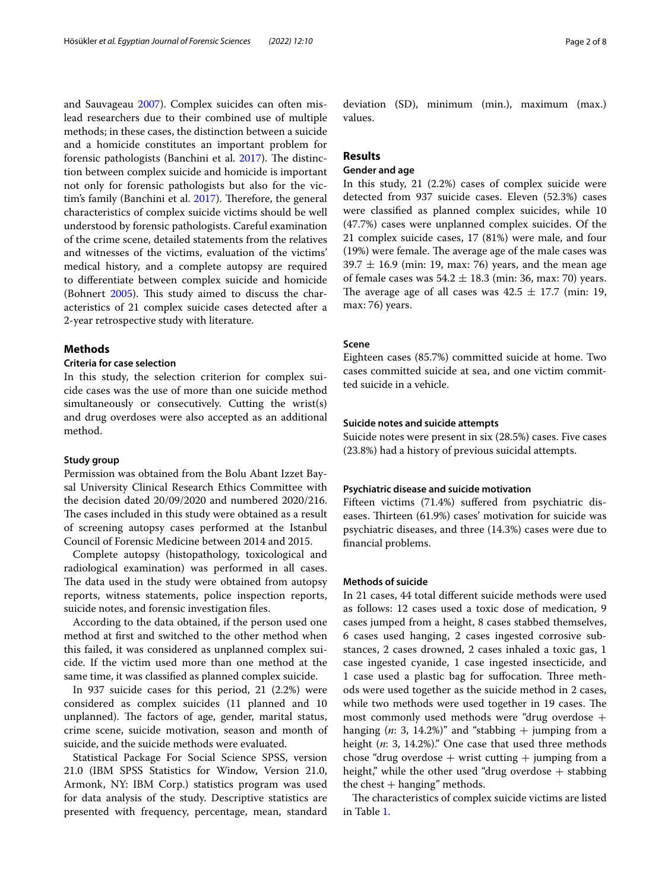and Sauvageau 2007). Complex suicides can often mislead researchers due to their combined use of multiple methods; in these cases, the distinction between a suicide and a homicide constitutes an important problem for forensic pathologists (Banchini et al. 2017). The distinction between complex suicide and homicide is important not only for forensic pathologists but also for the victim's family (Banchini et al. 2017). Therefore, the general characteristics of complex suicide victims should be well understood by forensic pathologists. Careful examination of the crime scene, detailed statements from the relatives and witnesses of the victims, evaluation of the victims' medical history, and a complete autopsy are required to differentiate between complex suicide and homicide (Bohnert 2005). This study aimed to discuss the characteristics of 21 complex suicide cases detected after a 2-year retrospective study with literature.

## Methods

### Criteria for case selection

In this study, the selection criterion for complex suicide cases was the use of more than one suicide method simultaneously or consecutively. Cutting the wrist(s) and drug overdoses were also accepted as an additional method.

### Study group

Permission was obtained from the Bolu Abant Izzet Baysal University Clinical Research Ethics Committee with the decision dated 20/09/2020 and numbered 2020/216. The cases included in this study were obtained as a result of screening autopsy cases performed at the Istanbul Council of Forensic Medicine between 2014 and 2015.

Complete autopsy (histopathology, toxicological and radiological examination) was performed in all cases. The data used in the study were obtained from autopsy reports, witness statements, police inspection reports, suicide notes, and forensic investigation files.

According to the data obtained, if the person used one method at first and switched to the other method when this failed, it was considered as unplanned complex suicide. If the victim used more than one method at the same time, it was classified as planned complex suicide.

In 937 suicide cases for this period, 21 (2.2%) were considered as complex suicides (11 planned and 10 unplanned). The factors of age, gender, marital status, crime scene, suicide motivation, season and month of suicide, and the suicide methods were evaluated.

Statistical Package For Social Science SPSS, version 21.0 (IBM SPSS Statistics for Window, Version 21.0, Armonk, NY: IBM Corp.) statistics program was used for data analysis of the study. Descriptive statistics are presented with frequency, percentage, mean, standard deviation (SD), minimum (min.), maximum (max.) values.

## Results

### Gender and age

In this study, 21 (2.2%) cases of complex suicide were detected from 937 suicide cases. Eleven (52.3%) cases were classified as planned complex suicides, while 10 (47.7%) cases were unplanned complex suicides. Of the 21 complex suicide cases, 17 (81%) were male, and four (19%) were female. The average age of the male cases was $39.7 \pm 16.9$ (min: 19, max: 76) years, and the mean age of female cases was $54.2 \pm 18.3$ (min: 36, max: 70) years. The average age of all cases was $42.5 \pm 17.7$ (min: 19, max: 76) years.

### Scene

Eighteen cases (85.7%) committed suicide at home. Two cases committed suicide at sea, and one victim committed suicide in a vehicle.

### Suicide notes and suicide attempts

Suicide notes were present in six (28.5%) cases. Five cases (23.8%) had a history of previous suicidal attempts.

### Psychiatric disease and suicide motivation

Fifteen victims (71.4%) suffered from psychiatric diseases. Thirteen (61.9%) cases' motivation for suicide was psychiatric diseases, and three (14.3%) cases were due to financial problems.

### Methods of suicide

In 21 cases, 44 total different suicide methods were used as follows: 12 cases used a toxic dose of medication, 9 cases jumped from a height, 8 cases stabbed themselves, 6 cases used hanging, 2 cases ingested corrosive substances, 2 cases drowned, 2 cases inhaled a toxic gas, 1 case ingested cyanide, 1 case ingested insecticide, and 1 case used a plastic bag for suffocation. Three methods were used together as the suicide method in 2 cases, while two methods were used together in 19 cases. The most commonly used methods were "drug overdose + hanging (*n*: 3, 14.2%)" and "stabbing + jumping from a height (*n*: 3, 14.2%)." One case that used three methods chose "drug overdose + wrist cutting + jumping from a height," while the other used "drug overdose + stabbing the chest + hanging" methods.

The characteristics of complex suicide victims are listed in Table 1.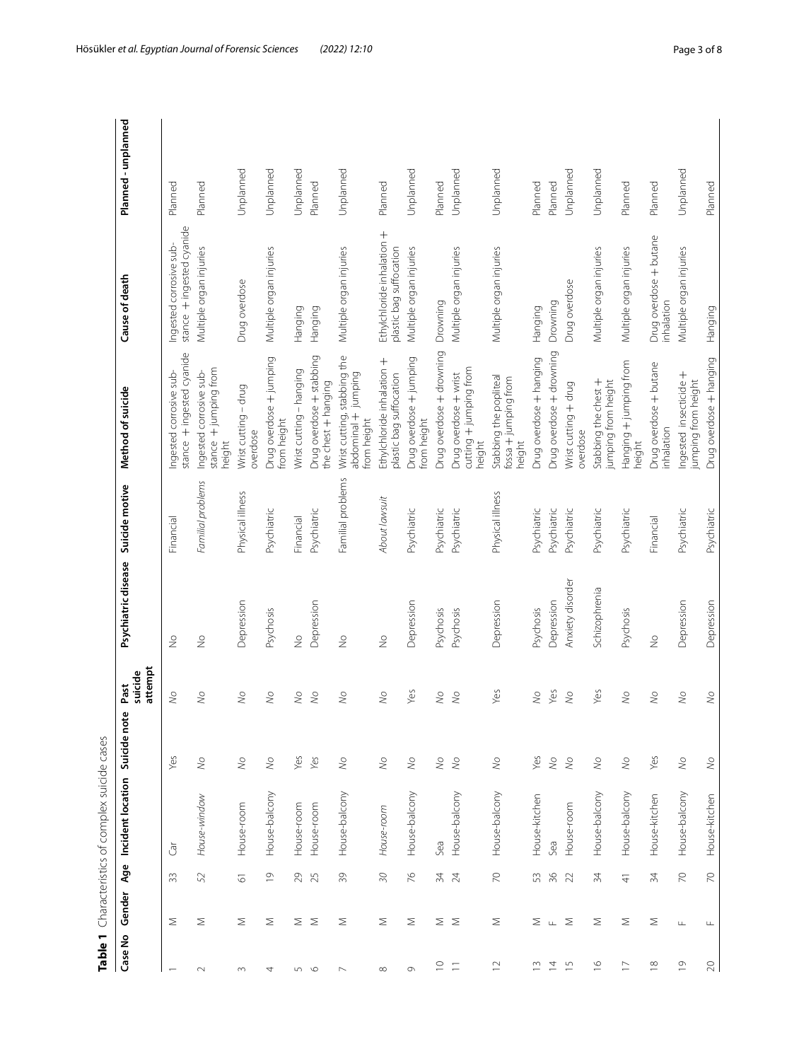**Table 1** Characteristics of complex suicide cases

| Case No | Gender | Age | Incident location | Suicide note | Past suicide attempt | Psychiatric disease | Suicide motive | Method of suicide | Cause of death | Planned - unplanned |
|---|---|---|---|---|---|---|---|---|---|---|
| 1 | M | 33 | Car | Yes | *No* | No | Financial | Ingested corrosive substance + ingested cyanide | Ingested corrosive substance + ingested cyanide | Planned |
| 2 | M | 52 | *House-window* | *No* | *No* | No | *Familial problems* | Ingested corrosive substance + jumping from height | Multiple organ injuries | Planned |
| 3 | M | 61 | House-room | *No* | *No* | Depression | Physical illness | Wrist cutting – drug overdose | Drug overdose | Unplanned |
| 4 | M | 19 | House-balcony | *No* | *No* | Psychosis | Psychiatric | Drug overdose + jumping from height | Multiple organ injuries | Unplanned |
| 5 | M | 29 | House-room | Yes | *No* | No | Financial | Wrist cutting – hanging | Hanging | Unplanned |
| 6 | M | 25 | House-room | *Yes* | *No* | Depression | Psychiatric | Drug overdose + stabbing the chest + hanging | Hanging | Planned |
| 7 | M | 39 | House-balcony | *No* | *No* | No | Familial problems | Wrist cutting, stabbing the abdominal + jumping from height | Multiple organ injuries | Unplanned |
| 8 | M | 30 | *House-room* | *No* | *No* | No | *About lawsuit* | Ethylchloride inhalation + plastic bag suffocation | Ethylchloride inhalation + plastic bag suffocation | Planned |
| 9 | M | 76 | House-balcony | *No* | Yes | Depression | Psychiatric | Drug overdose + jumping from height | Multiple organ injuries | Unplanned |
| 10 | M | 34 | Sea | *No* | *No* | Psychosis | Psychiatric | Drug overdose + drowning | Drowning | Planned |
| 11 | M | 24 | House-balcony | *No* | *No* | Psychosis | Psychiatric | Drug overdose + wrist cutting + jumping from height | Multiple organ injuries | Unplanned |
| 12 | M | 70 | House-balcony | *No* | Yes | Depression | Physical illness | Stabbing the popliteal fossa + jumping from height | Multiple organ injuries | Unplanned |
| 13 | M | 53 | House-kitchen | Yes | *No* | Psychosis | Psychiatric | Drug overdose + hanging | Hanging | Planned |
| 14 | F | 36 | Sea | *No* | Yes | Depression | Psychiatric | Drug overdose + drowning | Drowning | Planned |
| 15 | M | 22 | House-room | *No* | *No* | Anxiety disorder | Psychiatric | Wrist cutting + drug overdose | Drug overdose | Unplanned |
| 16 | M | 34 | House-balcony | *No* | Yes | Schizophrenia | Psychiatric | Stabbing the chest + jumping from height | Multiple organ injuries | Unplanned |
| 17 | M | 41 | House-balcony | *No* | *No* | Psychosis | Psychiatric | Hanging + jumping from height | Multiple organ injuries | Planned |
| 18 | M | 34 | House-kitchen | Yes | *No* | No | Financial | Drug overdose + butane inhalation | Drug overdose + butane inhalation | Planned |
| 19 | F | 70 | House-balcony | *No* | *No* | Depression | Psychiatric | Ingested insecticide + jumping from height | Multiple organ injuries | Unplanned |
| 20 | F | 70 | House-kitchen | *No* | *No* | Depression | Psychiatric | Drug overdose + hanging | Hanging | Planned |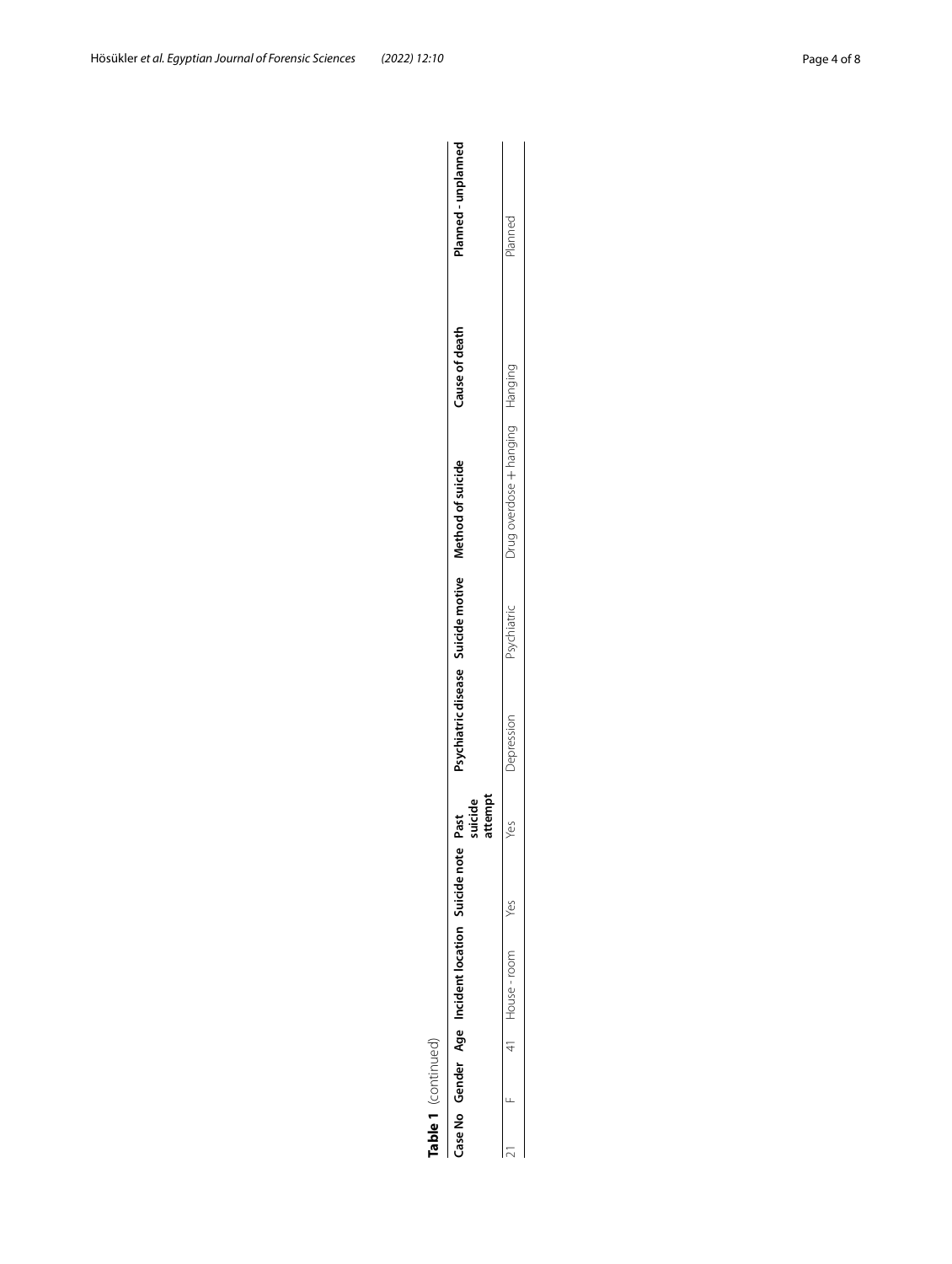**Table 1** (continued)

| Case No | Gender | Age | Incident location | Suicide note | Past suicide attempt | Psychiatric disease | Suicide motive | Method of suicide | Cause of death | Planned - unplanned |
|---|---|---|---|---|---|---|---|---|---|---|
| 21 | F | 41 | House - room | Yes | Yes | Depression | Psychiatric | Drug overdose + hanging | Hanging | Planned |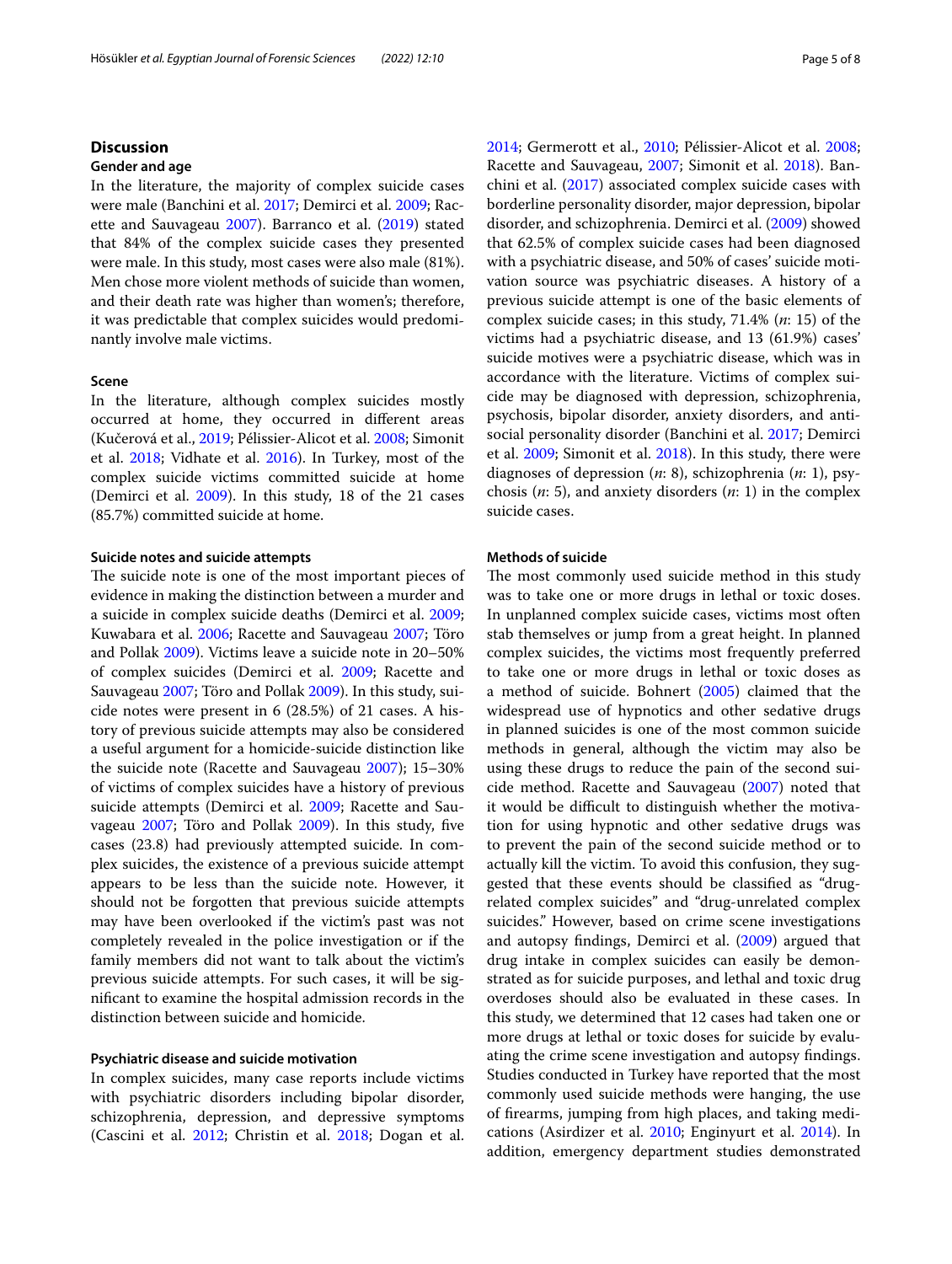## Discussion

### Gender and age

In the literature, the majority of complex suicide cases were male (Banchini et al. 2017; Demirci et al. 2009; Racette and Sauvageau 2007). Barranco et al. (2019) stated that 84% of the complex suicide cases they presented were male. In this study, most cases were also male (81%). Men chose more violent methods of suicide than women, and their death rate was higher than women's; therefore, it was predictable that complex suicides would predominantly involve male victims.

### Scene

In the literature, although complex suicides mostly occurred at home, they occurred in different areas (Kučerová et al., 2019; Pélissier-Alicot et al. 2008; Simonit et al. 2018; Vidhate et al. 2016). In Turkey, most of the complex suicide victims committed suicide at home (Demirci et al. 2009). In this study, 18 of the 21 cases (85.7%) committed suicide at home.

### Suicide notes and suicide attempts

The suicide note is one of the most important pieces of evidence in making the distinction between a murder and a suicide in complex suicide deaths (Demirci et al. 2009; Kuwabara et al. 2006; Racette and Sauvageau 2007; Töro and Pollak 2009). Victims leave a suicide note in 20–50% of complex suicides (Demirci et al. 2009; Racette and Sauvageau 2007; Töro and Pollak 2009). In this study, suicide notes were present in 6 (28.5%) of 21 cases. A history of previous suicide attempts may also be considered a useful argument for a homicide-suicide distinction like the suicide note (Racette and Sauvageau 2007); 15–30% of victims of complex suicides have a history of previous suicide attempts (Demirci et al. 2009; Racette and Sauvageau 2007; Töro and Pollak 2009). In this study, five cases (23.8) had previously attempted suicide. In complex suicides, the existence of a previous suicide attempt appears to be less than the suicide note. However, it should not be forgotten that previous suicide attempts may have been overlooked if the victim's past was not completely revealed in the police investigation or if the family members did not want to talk about the victim's previous suicide attempts. For such cases, it will be significant to examine the hospital admission records in the distinction between suicide and homicide.

### Psychiatric disease and suicide motivation

In complex suicides, many case reports include victims with psychiatric disorders including bipolar disorder, schizophrenia, depression, and depressive symptoms (Cascini et al. 2012; Christin et al. 2018; Dogan et al. 2014; Germerott et al., 2010; Pélissier-Alicot et al. 2008; Racette and Sauvageau, 2007; Simonit et al. 2018). Banchini et al. (2017) associated complex suicide cases with borderline personality disorder, major depression, bipolar disorder, and schizophrenia. Demirci et al. (2009) showed that 62.5% of complex suicide cases had been diagnosed with a psychiatric disease, and 50% of cases' suicide motivation source was psychiatric diseases. A history of a previous suicide attempt is one of the basic elements of complex suicide cases; in this study, 71.4% (*n*: 15) of the victims had a psychiatric disease, and 13 (61.9%) cases' suicide motives were a psychiatric disease, which was in accordance with the literature. Victims of complex suicide may be diagnosed with depression, schizophrenia, psychosis, bipolar disorder, anxiety disorders, and antisocial personality disorder (Banchini et al. 2017; Demirci et al. 2009; Simonit et al. 2018). In this study, there were diagnoses of depression (*n*: 8), schizophrenia (*n*: 1), psychosis (*n*: 5), and anxiety disorders (*n*: 1) in the complex suicide cases.

### Methods of suicide

The most commonly used suicide method in this study was to take one or more drugs in lethal or toxic doses. In unplanned complex suicide cases, victims most often stab themselves or jump from a great height. In planned complex suicides, the victims most frequently preferred to take one or more drugs in lethal or toxic doses as a method of suicide. Bohnert (2005) claimed that the widespread use of hypnotics and other sedative drugs in planned suicides is one of the most common suicide methods in general, although the victim may also be using these drugs to reduce the pain of the second suicide method. Racette and Sauvageau (2007) noted that it would be difficult to distinguish whether the motivation for using hypnotic and other sedative drugs was to prevent the pain of the second suicide method or to actually kill the victim. To avoid this confusion, they suggested that these events should be classified as "drug-related complex suicides" and "drug-unrelated complex suicides." However, based on crime scene investigations and autopsy findings, Demirci et al. (2009) argued that drug intake in complex suicides can easily be demonstrated as for suicide purposes, and lethal and toxic drug overdoses should also be evaluated in these cases. In this study, we determined that 12 cases had taken one or more drugs at lethal or toxic doses for suicide by evaluating the crime scene investigation and autopsy findings. Studies conducted in Turkey have reported that the most commonly used suicide methods were hanging, the use of firearms, jumping from high places, and taking medications (Asirdizer et al. 2010; Enginyurt et al. 2014). In addition, emergency department studies demonstrated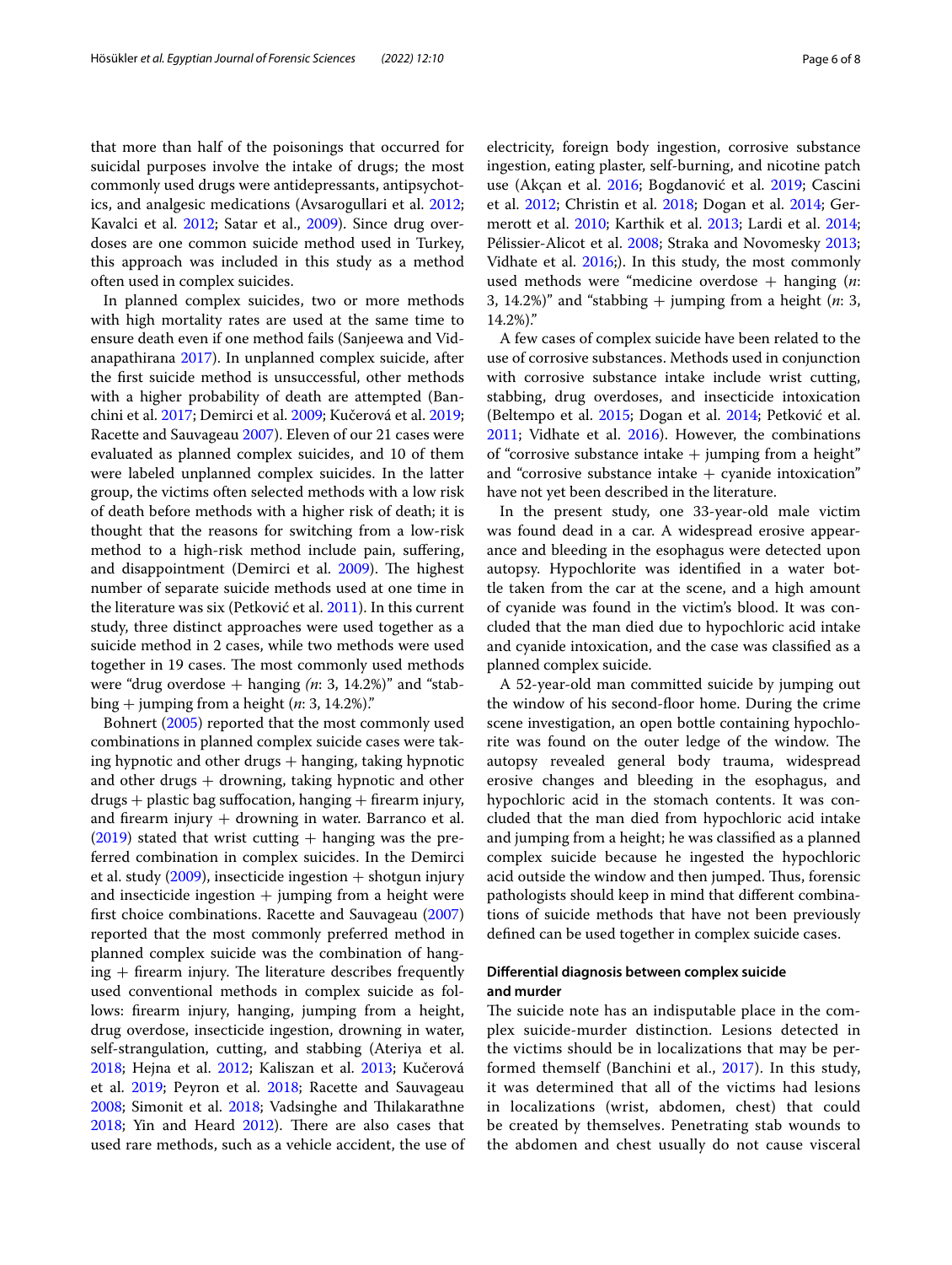that more than half of the poisonings that occurred for suicidal purposes involve the intake of drugs; the most commonly used drugs were antidepressants, antipsychotics, and analgesic medications (Avsarogullari et al. 2012; Kavalci et al. 2012; Satar et al., 2009). Since drug overdoses are one common suicide method used in Turkey, this approach was included in this study as a method often used in complex suicides.

In planned complex suicides, two or more methods with high mortality rates are used at the same time to ensure death even if one method fails (Sanjeewa and Vidanapathirana 2017). In unplanned complex suicide, after the first suicide method is unsuccessful, other methods with a higher probability of death are attempted (Banchini et al. 2017; Demirci et al. 2009; Kučerová et al. 2019; Racette and Sauvageau 2007). Eleven of our 21 cases were evaluated as planned complex suicides, and 10 of them were labeled unplanned complex suicides. In the latter group, the victims often selected methods with a low risk of death before methods with a higher risk of death; it is thought that the reasons for switching from a low-risk method to a high-risk method include pain, suffering, and disappointment (Demirci et al. 2009). The highest number of separate suicide methods used at one time in the literature was six (Petković et al. 2011). In this current study, three distinct approaches were used together as a suicide method in 2 cases, while two methods were used together in 19 cases. The most commonly used methods were "drug overdose + hanging *(n*: 3, 14.2%)" and "stabbing + jumping from a height (*n*: 3, 14.2%)."

Bohnert (2005) reported that the most commonly used combinations in planned complex suicide cases were taking hypnotic and other drugs + hanging, taking hypnotic and other drugs + drowning, taking hypnotic and other drugs + plastic bag suffocation, hanging + firearm injury, and firearm injury + drowning in water. Barranco et al. (2019) stated that wrist cutting + hanging was the preferred combination in complex suicides. In the Demirci et al. study (2009), insecticide ingestion + shotgun injury and insecticide ingestion + jumping from a height were first choice combinations. Racette and Sauvageau (2007) reported that the most commonly preferred method in planned complex suicide was the combination of hanging + firearm injury. The literature describes frequently used conventional methods in complex suicide as follows: firearm injury, hanging, jumping from a height, drug overdose, insecticide ingestion, drowning in water, self-strangulation, cutting, and stabbing (Ateriya et al. 2018; Hejna et al. 2012; Kaliszan et al. 2013; Kučerová et al. 2019; Peyron et al. 2018; Racette and Sauvageau 2008; Simonit et al. 2018; Vadsinghe and Thilakarathne 2018; Yin and Heard 2012). There are also cases that used rare methods, such as a vehicle accident, the use of electricity, foreign body ingestion, corrosive substance ingestion, eating plaster, self-burning, and nicotine patch use (Akçan et al. 2016; Bogdanović et al. 2019; Cascini et al. 2012; Christin et al. 2018; Dogan et al. 2014; Germerott et al. 2010; Karthik et al. 2013; Lardi et al. 2014; Pélissier-Alicot et al. 2008; Straka and Novomesky 2013; Vidhate et al. 2016;). In this study, the most commonly used methods were "medicine overdose + hanging (*n*: 3, 14.2%)" and "stabbing + jumping from a height (*n*: 3, 14.2%)."

A few cases of complex suicide have been related to the use of corrosive substances. Methods used in conjunction with corrosive substance intake include wrist cutting, stabbing, drug overdoses, and insecticide intoxication (Beltempo et al. 2015; Dogan et al. 2014; Petković et al. 2011; Vidhate et al. 2016). However, the combinations of "corrosive substance intake + jumping from a height" and "corrosive substance intake + cyanide intoxication" have not yet been described in the literature.

In the present study, one 33-year-old male victim was found dead in a car. A widespread erosive appearance and bleeding in the esophagus were detected upon autopsy. Hypochlorite was identified in a water bottle taken from the car at the scene, and a high amount of cyanide was found in the victim's blood. It was concluded that the man died due to hypochloric acid intake and cyanide intoxication, and the case was classified as a planned complex suicide.

A 52-year-old man committed suicide by jumping out the window of his second-floor home. During the crime scene investigation, an open bottle containing hypochlorite was found on the outer ledge of the window. The autopsy revealed general body trauma, widespread erosive changes and bleeding in the esophagus, and hypochloric acid in the stomach contents. It was concluded that the man died from hypochloric acid intake and jumping from a height; he was classified as a planned complex suicide because he ingested the hypochloric acid outside the window and then jumped. Thus, forensic pathologists should keep in mind that different combinations of suicide methods that have not been previously defined can be used together in complex suicide cases.

## Differential diagnosis between complex suicide and murder

The suicide note has an indisputable place in the complex suicide-murder distinction. Lesions detected in the victims should be in localizations that may be performed themself (Banchini et al., 2017). In this study, it was determined that all of the victims had lesions in localizations (wrist, abdomen, chest) that could be created by themselves. Penetrating stab wounds to the abdomen and chest usually do not cause visceral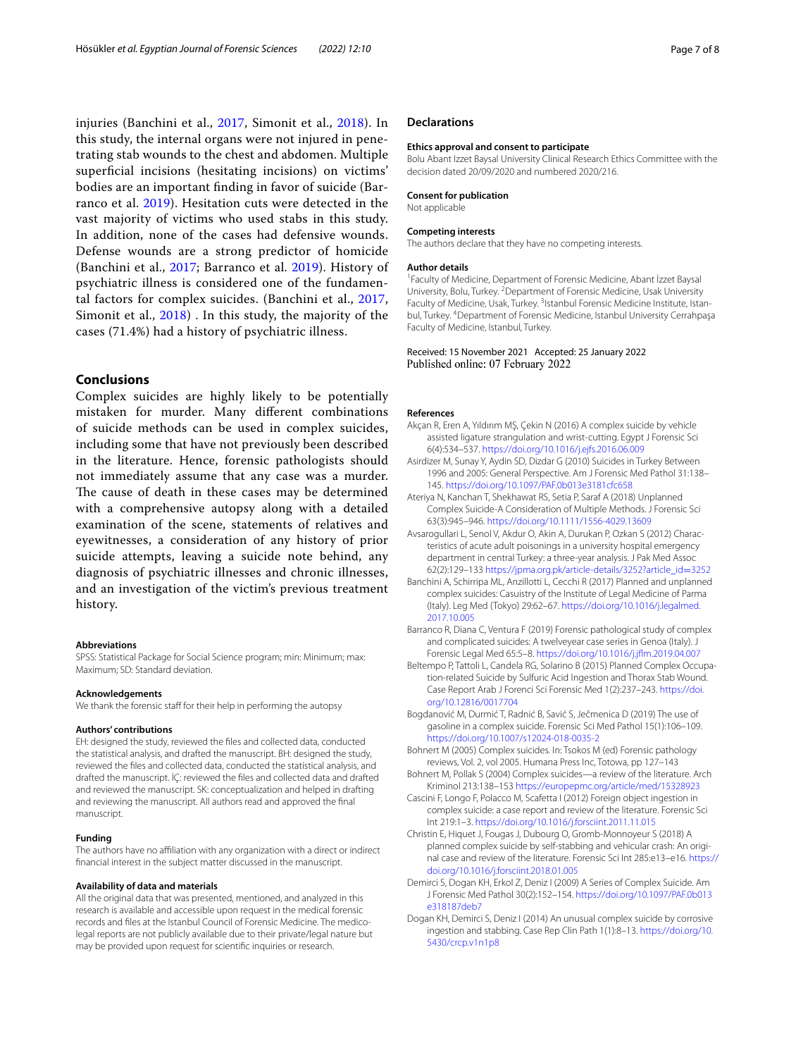injuries (Banchini et al., 2017, Simonit et al., 2018). In this study, the internal organs were not injured in penetrating stab wounds to the chest and abdomen. Multiple superficial incisions (hesitating incisions) on victims' bodies are an important finding in favor of suicide (Barranco et al. 2019). Hesitation cuts were detected in the vast majority of victims who used stabs in this study. In addition, none of the cases had defensive wounds. Defense wounds are a strong predictor of homicide (Banchini et al., 2017; Barranco et al. 2019). History of psychiatric illness is considered one of the fundamental factors for complex suicides. (Banchini et al., 2017, Simonit et al., 2018) . In this study, the majority of the cases (71.4%) had a history of psychiatric illness.

## Conclusions

Complex suicides are highly likely to be potentially mistaken for murder. Many different combinations of suicide methods can be used in complex suicides, including some that have not previously been described in the literature. Hence, forensic pathologists should not immediately assume that any case was a murder. The cause of death in these cases may be determined with a comprehensive autopsy along with a detailed examination of the scene, statements of relatives and eyewitnesses, a consideration of any history of prior suicide attempts, leaving a suicide note behind, any diagnosis of psychiatric illnesses and chronic illnesses, and an investigation of the victim's previous treatment history.

#### Abbreviations

SPSS: Statistical Package for Social Science program; min: Minimum; max: Maximum; SD: Standard deviation.

#### Acknowledgements

We thank the forensic staff for their help in performing the autopsy

#### Authors' contributions

EH: designed the study, reviewed the files and collected data, conducted the statistical analysis, and drafted the manuscript. BH: designed the study, reviewed the files and collected data, conducted the statistical analysis, and drafted the manuscript. İÇ: reviewed the files and collected data and drafted and reviewed the manuscript. SK: conceptualization and helped in drafting and reviewing the manuscript. All authors read and approved the final manuscript.

#### Funding

The authors have no affiliation with any organization with a direct or indirect financial interest in the subject matter discussed in the manuscript.

#### Availability of data and materials

All the original data that was presented, mentioned, and analyzed in this research is available and accessible upon request in the medical forensic records and files at the Istanbul Council of Forensic Medicine. The medico-legal reports are not publicly available due to their private/legal nature but may be provided upon request for scientific inquiries or research.

## Declarations

#### Ethics approval and consent to participate

Bolu Abant Izzet Baysal University Clinical Research Ethics Committee with the decision dated 20/09/2020 and numbered 2020/216.

#### Consent for publication

Not applicable

#### Competing interests

The authors declare that they have no competing interests.

#### Author details

[1]Faculty of Medicine, Department of Forensic Medicine, Abant İzzet Baysal University, Bolu, Turkey. [2]Department of Forensic Medicine, Usak University Faculty of Medicine, Usak, Turkey. [3]Istanbul Forensic Medicine Institute, Istanbul, Turkey. [4]Department of Forensic Medicine, Istanbul University Cerrahpaşa Faculty of Medicine, Istanbul, Turkey.

Received: 15 November 2021 Accepted: 25 January 2022
Published online: 07 February 2022

## References

Akçan R, Eren A, Yıldırım MŞ, Çekin N (2016) A complex suicide by vehicle assisted ligature strangulation and wrist-cutting. Egypt J Forensic Sci 6(4):534–537. https://doi.org/10.1016/j.ejfs.2016.06.009

Asirdizer M, Sunay Y, Aydin SD, Dizdar G (2010) Suicides in Turkey Between 1996 and 2005: General Perspective. Am J Forensic Med Pathol 31:138–145. https://doi.org/10.1097/PAF.0b013e3181cfc658

Ateriya N, Kanchan T, Shekhawat RS, Setia P, Saraf A (2018) Unplanned Complex Suicide-A Consideration of Multiple Methods. J Forensic Sci 63(3):945–946. https://doi.org/10.1111/1556-4029.13609

Avsarogullari L, Senol V, Akdur O, Akin A, Durukan P, Ozkan S (2012) Characteristics of acute adult poisonings in a university hospital emergency department in central Turkey: a three-year analysis. J Pak Med Assoc 62(2):129–133 https://jpma.org.pk/article-details/3252?article_id=3252

Banchini A, Schirripa ML, Anzillotti L, Cecchi R (2017) Planned and unplanned complex suicides: Casuistry of the Institute of Legal Medicine of Parma (Italy). Leg Med (Tokyo) 29:62–67. https://doi.org/10.1016/j.legalmed.2017.10.005

Barranco R, Diana C, Ventura F (2019) Forensic pathological study of complex and complicated suicides: A twelveyear case series in Genoa (Italy). J Forensic Legal Med 65:5–8. https://doi.org/10.1016/j.jflm.2019.04.007

Beltempo P, Tattoli L, Candela RG, Solarino B (2015) Planned Complex Occupation-related Suicide by Sulfuric Acid Ingestion and Thorax Stab Wound. Case Report Arab J Forenci Sci Forensic Med 1(2):237–243. https://doi.org/10.12816/0017704

Bogdanović M, Durmić T, Radnić B, Savić S, Ječmenica D (2019) The use of gasoline in a complex suicide. Forensic Sci Med Pathol 15(1):106–109. https://doi.org/10.1007/s12024-018-0035-2

Bohnert M (2005) Complex suicides. In: Tsokos M (ed) Forensic pathology reviews, Vol. 2, vol 2005. Humana Press Inc, Totowa, pp 127–143

Bohnert M, Pollak S (2004) Complex suicides—a review of the literature. Arch Kriminol 213:138–153 https://europepmc.org/article/med/15328923

Cascini F, Longo F, Polacco M, Scafetta I (2012) Foreign object ingestion in complex suicide: a case report and review of the literature. Forensic Sci Int 219:1–3. https://doi.org/10.1016/j.forsciint.2011.11.015

Christin E, Hiquet J, Fougas J, Dubourg O, Gromb-Monnoyeur S (2018) A planned complex suicide by self-stabbing and vehicular crash: An original case and review of the literature. Forensic Sci Int 285:e13–e16. https://doi.org/10.1016/j.forsciint.2018.01.005

Demirci S, Dogan KH, Erkol Z, Deniz I (2009) A Series of Complex Suicide. Am J Forensic Med Pathol 30(2):152–154. https://doi.org/10.1097/PAF.0b013e318187deb7

Dogan KH, Demirci S, Deniz I (2014) An unusual complex suicide by corrosive ingestion and stabbing. Case Rep Clin Path 1(1):8–13. https://doi.org/10.5430/crcp.v1n1p8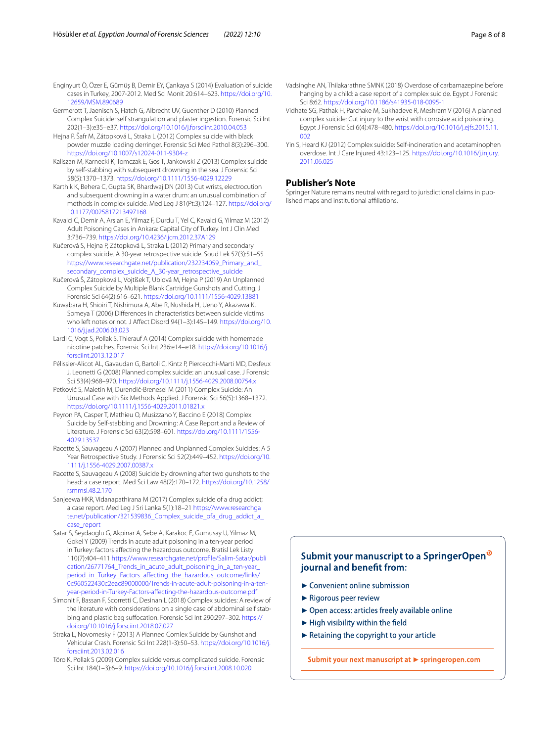Enginyurt Ö, Özer E, Gümüş B, Demir EY, Çankaya S (2014) Evaluation of suicide cases in Turkey, 2007-2012. Med Sci Monit 20:614–623. https://doi.org/10.12659/MSM.890689

Germerott T, Jaenisch S, Hatch G, Albrecht UV, Guenther D (2010) Planned Complex Suicide: self strangulation and plaster ingestion. Forensic Sci Int 202(1–3):e35–e37. https://doi.org/10.1016/j.forsciint.2010.04.053

Hejna P, Šafr M, Zátopková L, Straka L (2012) Complex suicide with black powder muzzle loading derringer. Forensic Sci Med Pathol 8(3):296–300. https://doi.org/10.1007/s12024-011-9304-z

Kaliszan M, Karnecki K, Tomczak E, Gos T, Jankowski Z (2013) Complex suicide by self-stabbing with subsequent drowning in the sea. J Forensic Sci 58(5):1370–1373. https://doi.org/10.1111/1556-4029.12229

Karthik K, Behera C, Gupta SK, Bhardwaj DN (2013) Cut wrists, electrocution and subsequent drowning in a water drum: an unusual combination of methods in complex suicide. Med Leg J 81(Pt:3):124–127. https://doi.org/10.1177/0025817213497168

Kavalci C, Demir A, Arslan E, Yilmaz F, Durdu T, Yel C, Kavalci G, Yilmaz M (2012) Adult Poisoning Cases in Ankara: Capital City of Turkey. Int J Clin Med 3:736–739. https://doi.org/10.4236/ijcm.2012.37A129

Kučerová S, Hejna P, Zátopková L, Straka L (2012) Primary and secondary complex suicide. A 30-year retrospective suicide. Soud Lek 57(3):51–55 https://www.researchgate.net/publication/232234059_Primary_and_secondary_complex_suicide_A_30-year_retrospective_suicide

Kučerová Š, Zátopková L, Vojtíšek T, Ublová M, Hejna P (2019) An Unplanned Complex Suicide by Multiple Blank Cartridge Gunshots and Cutting. J Forensic Sci 64(2):616–621. https://doi.org/10.1111/1556-4029.13881

Kuwabara H, Shioiri T, Nishimura A, Abe R, Nushida H, Ueno Y, Akazawa K, Someya T (2006) Differences in characteristics between suicide victims who left notes or not. J Affect Disord 94(1–3):145–149. https://doi.org/10.1016/j.jad.2006.03.023

Lardi C, Vogt S, Pollak S, Thierauf A (2014) Complex suicide with homemade nicotine patches. Forensic Sci Int 236:e14–e18. https://doi.org/10.1016/j.forsciint.2013.12.017

Pélissier-Alicot AL, Gavaudan G, Bartoli C, Kintz P, Piercecchi-Marti MD, Desfeux J, Leonetti G (2008) Planned complex suicide: an unusual case. J Forensic Sci 53(4):968–970. https://doi.org/10.1111/j.1556-4029.2008.00754.x

Petković S, Maletin M, Durendić-Brenesel M (2011) Complex Suicide: An Unusual Case with Six Methods Applied. J Forensic Sci 56(5):1368–1372. https://doi.org/10.1111/j.1556-4029.2011.01821.x

Peyron PA, Casper T, Mathieu O, Musizzano Y, Baccino E (2018) Complex Suicide by Self-stabbing and Drowning: A Case Report and a Review of Literature. J Forensic Sci 63(2):598–601. https://doi.org/10.1111/1556-4029.13537

Racette S, Sauvageau A (2007) Planned and Unplanned Complex Suicides: A 5 Year Retrospective Study. J Forensic Sci 52(2):449–452. https://doi.org/10.1111/j.1556-4029.2007.00387.x

Racette S, Sauvageau A (2008) Suicide by drowning after two gunshots to the head: a case report. Med Sci Law 48(2):170–172. https://doi.org/10.1258/rsmmsl.48.2.170

Sanjeewa HKR, Vidanapathirana M (2017) Complex suicide of a drug addict; a case report. Med Leg J Sri Lanka 5(1):18–21 https://www.researchgate.net/publication/321539836_Complex_suicide_ofa_drug_addict_a_case_report

Satar S, Seydaoglu G, Akpinar A, Sebe A, Karakoc E, Gumusay U, Yilmaz M, Gokel Y (2009) Trends in acute adult poisoning in a ten-year period in Turkey: factors affecting the hazardous outcome. Bratisl Lek Listy 110(7):404–411 https://www.researchgate.net/profile/Salim-Satar/publication/26771764_Trends_in_acute_adult_poisoning_in_a_ten-year_period_in_Turkey_Factors_affecting_the_hazardous_outcome/links/0c960522430c2eac89000000/Trends-in-acute-adult-poisoning-in-a-ten-year-period-in-Turkey-Factors-affecting-the-hazardous-outcome.pdf

Simonit F, Bassan F, Scorretti C, Desinan L (2018) Complex suicides: A review of the literature with considerations on a single case of abdominal self stabbing and plastic bag suffocation. Forensic Sci Int 290:297–302. https://doi.org/10.1016/j.forsciint.2018.07.027

Straka L, Novomesky F (2013) A Planned Comlex Suicide by Gunshot and Vehicular Crash. Forensic Sci Int 228(1-3):50–53. https://doi.org/10.1016/j.forsciint.2013.02.016

Törö K, Pollak S (2009) Complex suicide versus complicated suicide. Forensic Sci Int 184(1–3):6–9. https://doi.org/10.1016/j.forsciint.2008.10.020

Vadsinghe AN, Thilakarathne SMNK (2018) Overdose of carbamazepine before hanging by a child: a case report of a complex suicide. Egypt J Forensic Sci 8:62. https://doi.org/10.1186/s41935-018-0095-1

Vidhate SG, Pathak H, Parchake M, Sukhadeve R, Meshram V (2016) A planned complex suicide: Cut injury to the wrist with corrosive acid poisoning. Egypt J Forensic Sci 6(4):478–480. https://doi.org/10.1016/j.ejfs.2015.11.002

Yin S, Heard KJ (2012) Complex suicide: Self-incineration and acetaminophen overdose. Int J Care Injured 43:123–125. https://doi.org/10.1016/j.injury.2011.06.025

## Publisher's Note

Springer Nature remains neutral with regard to jurisdictional claims in published maps and institutional affiliations.

**Submit your manuscript to a SpringerOpen journal and benefit from:**

- ► Convenient online submission
- ► Rigorous peer review
- ► Open access: articles freely available online
- ► High visibility within the field
- ► Retaining the copyright to your article

**Submit your next manuscript at ► springeropen.com**